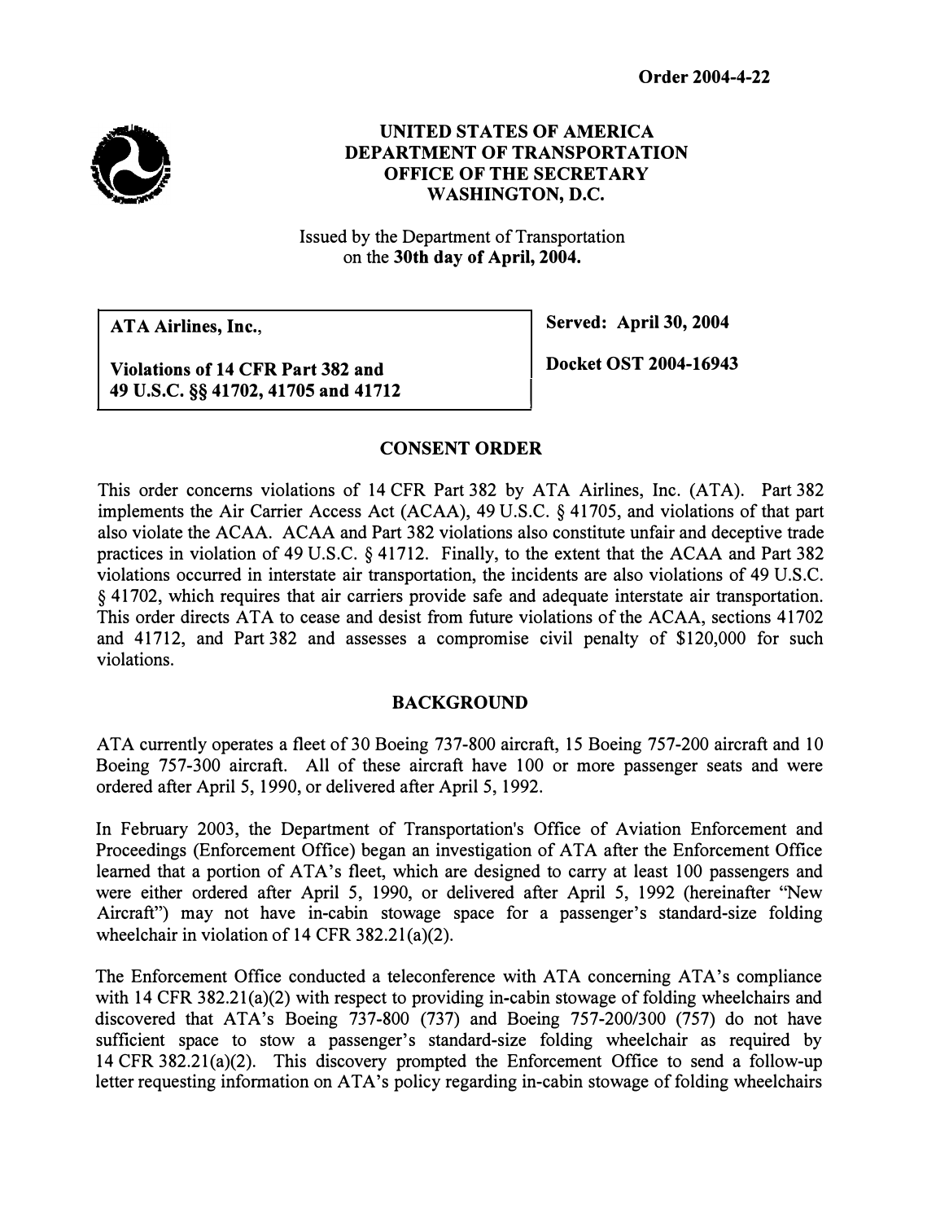**Order 2004-4-22**

**UNITED STATES OF AMERICA**
**DEPARTMENT OF TRANSPORTATION**
**OFFICE OF THE SECRETARY**
**WASHINGTON, D.C.**

Issued by the Department of Transportation
on the **30th day of April, 2004.**

| | |
|---|---|
| **ATA Airlines, Inc.,**<br><br>**Violations of 14 CFR Part 382 and 49 U.S.C. §§ 41702, 41705 and 41712** | **Served: April 30, 2004**<br><br>**Docket OST 2004-16943** |

## CONSENT ORDER

This order concerns violations of 14 CFR Part 382 by ATA Airlines, Inc. (ATA). Part 382 implements the Air Carrier Access Act (ACAA), 49 U.S.C. § 41705, and violations of that part also violate the ACAA. ACAA and Part 382 violations also constitute unfair and deceptive trade practices in violation of 49 U.S.C. § 41712. Finally, to the extent that the ACAA and Part 382 violations occurred in interstate air transportation, the incidents are also violations of 49 U.S.C. § 41702, which requires that air carriers provide safe and adequate interstate air transportation. This order directs ATA to cease and desist from future violations of the ACAA, sections 41702 and 41712, and Part 382 and assesses a compromise civil penalty of $120,000 for such violations.

## BACKGROUND

ATA currently operates a fleet of 30 Boeing 737-800 aircraft, 15 Boeing 757-200 aircraft and 10 Boeing 757-300 aircraft. All of these aircraft have 100 or more passenger seats and were ordered after April 5, 1990, or delivered after April 5, 1992.

In February 2003, the Department of Transportation's Office of Aviation Enforcement and Proceedings (Enforcement Office) began an investigation of ATA after the Enforcement Office learned that a portion of ATA's fleet, which are designed to carry at least 100 passengers and were either ordered after April 5, 1990, or delivered after April 5, 1992 (hereinafter "New Aircraft") may not have in-cabin stowage space for a passenger's standard-size folding wheelchair in violation of 14 CFR 382.21(a)(2).

The Enforcement Office conducted a teleconference with ATA concerning ATA's compliance with 14 CFR 382.21(a)(2) with respect to providing in-cabin stowage of folding wheelchairs and discovered that ATA's Boeing 737-800 (737) and Boeing 757-200/300 (757) do not have sufficient space to stow a passenger's standard-size folding wheelchair as required by 14 CFR 382.21(a)(2). This discovery prompted the Enforcement Office to send a follow-up letter requesting information on ATA's policy regarding in-cabin stowage of folding wheelchairs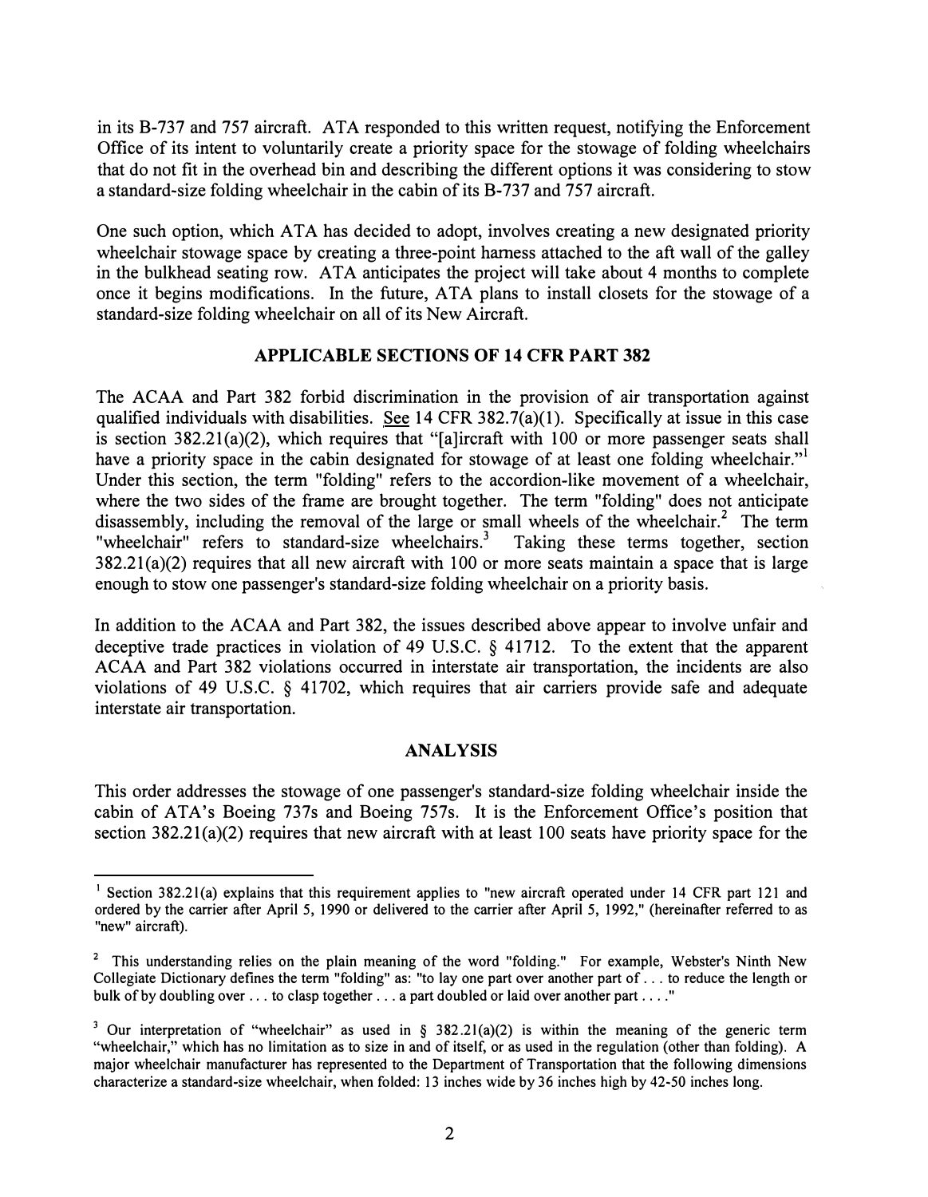in its B-737 and 757 aircraft. ATA responded to this written request, notifying the Enforcement Office of its intent to voluntarily create a priority space for the stowage of folding wheelchairs that do not fit in the overhead bin and describing the different options it was considering to stow a standard-size folding wheelchair in the cabin of its B-737 and 757 aircraft.

One such option, which ATA has decided to adopt, involves creating a new designated priority wheelchair stowage space by creating a three-point harness attached to the aft wall of the galley in the bulkhead seating row. ATA anticipates the project will take about 4 months to complete once it begins modifications. In the future, ATA plans to install closets for the stowage of a standard-size folding wheelchair on all of its New Aircraft.

## APPLICABLE SECTIONS OF 14 CFR PART 382

The ACAA and Part 382 forbid discrimination in the provision of air transportation against qualified individuals with disabilities. See 14 CFR 382.7(a)(1). Specifically at issue in this case is section 382.21(a)(2), which requires that "[a]ircraft with 100 or more passenger seats shall have a priority space in the cabin designated for stowage of at least one folding wheelchair."[1] Under this section, the term "folding" refers to the accordion-like movement of a wheelchair, where the two sides of the frame are brought together. The term "folding" does not anticipate disassembly, including the removal of the large or small wheels of the wheelchair.[2] The term "wheelchair" refers to standard-size wheelchairs.[3] Taking these terms together, section 382.21(a)(2) requires that all new aircraft with 100 or more seats maintain a space that is large enough to stow one passenger's standard-size folding wheelchair on a priority basis.

In addition to the ACAA and Part 382, the issues described above appear to involve unfair and deceptive trade practices in violation of 49 U.S.C. § 41712. To the extent that the apparent ACAA and Part 382 violations occurred in interstate air transportation, the incidents are also violations of 49 U.S.C. § 41702, which requires that air carriers provide safe and adequate interstate air transportation.

## ANALYSIS

This order addresses the stowage of one passenger's standard-size folding wheelchair inside the cabin of ATA's Boeing 737s and Boeing 757s. It is the Enforcement Office's position that section 382.21(a)(2) requires that new aircraft with at least 100 seats have priority space for the

---

[1] Section 382.21(a) explains that this requirement applies to "new aircraft operated under 14 CFR part 121 and ordered by the carrier after April 5, 1990 or delivered to the carrier after April 5, 1992," (hereinafter referred to as "new" aircraft).

[2] This understanding relies on the plain meaning of the word "folding." For example, Webster's Ninth New Collegiate Dictionary defines the term "folding" as: "to lay one part over another part of . . . to reduce the length or bulk of by doubling over . . . to clasp together . . . a part doubled or laid over another part . . . ."

[3] Our interpretation of "wheelchair" as used in § 382.21(a)(2) is within the meaning of the generic term "wheelchair," which has no limitation as to size in and of itself, or as used in the regulation (other than folding). A major wheelchair manufacturer has represented to the Department of Transportation that the following dimensions characterize a standard-size wheelchair, when folded: 13 inches wide by 36 inches high by 42-50 inches long.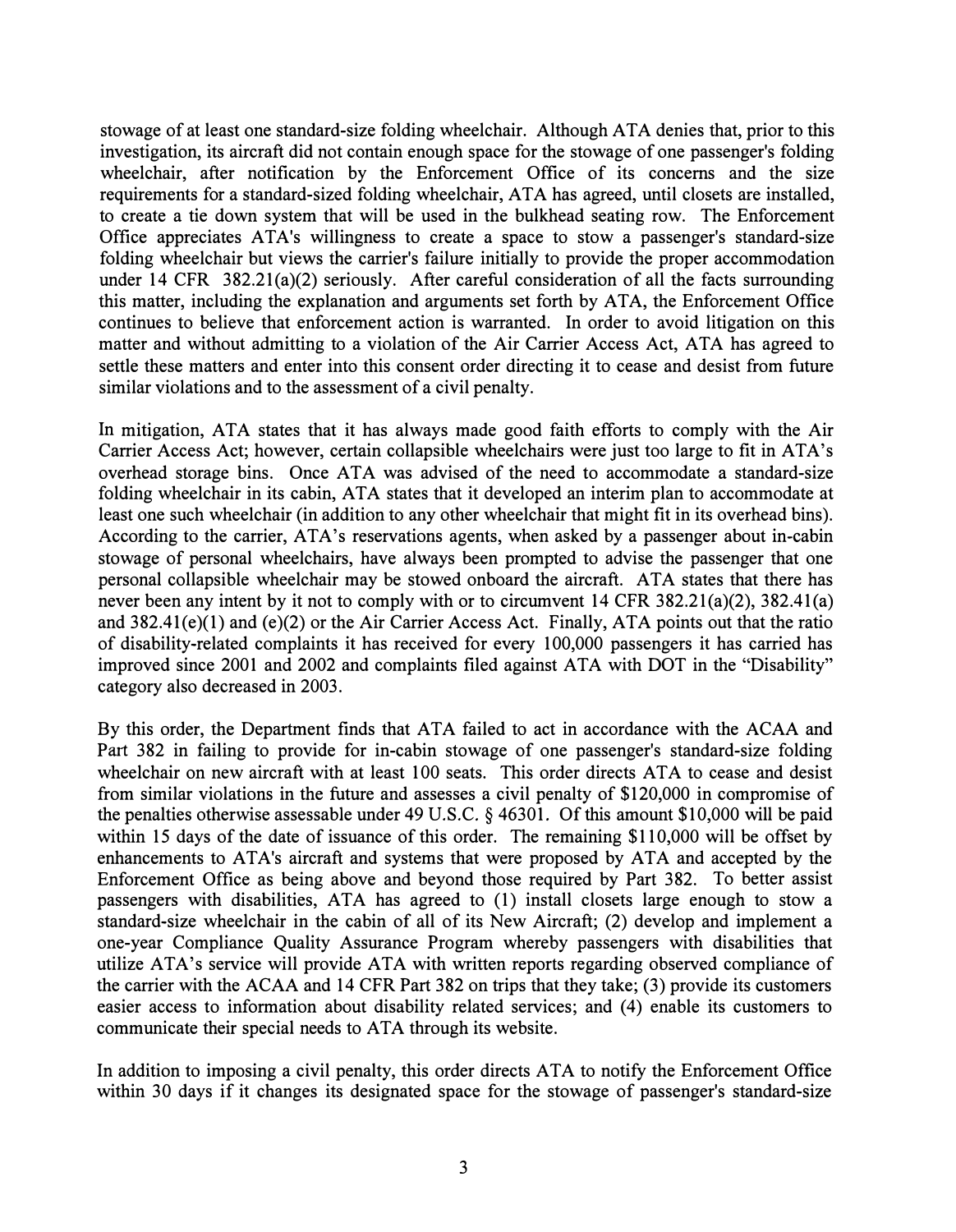stowage of at least one standard-size folding wheelchair. Although ATA denies that, prior to this investigation, its aircraft did not contain enough space for the stowage of one passenger's folding wheelchair, after notification by the Enforcement Office of its concerns and the size requirements for a standard-sized folding wheelchair, ATA has agreed, until closets are installed, to create a tie down system that will be used in the bulkhead seating row. The Enforcement Office appreciates ATA's willingness to create a space to stow a passenger's standard-size folding wheelchair but views the carrier's failure initially to provide the proper accommodation under 14 CFR 382.21(a)(2) seriously. After careful consideration of all the facts surrounding this matter, including the explanation and arguments set forth by ATA, the Enforcement Office continues to believe that enforcement action is warranted. In order to avoid litigation on this matter and without admitting to a violation of the Air Carrier Access Act, ATA has agreed to settle these matters and enter into this consent order directing it to cease and desist from future similar violations and to the assessment of a civil penalty.

In mitigation, ATA states that it has always made good faith efforts to comply with the Air Carrier Access Act; however, certain collapsible wheelchairs were just too large to fit in ATA's overhead storage bins. Once ATA was advised of the need to accommodate a standard-size folding wheelchair in its cabin, ATA states that it developed an interim plan to accommodate at least one such wheelchair (in addition to any other wheelchair that might fit in its overhead bins). According to the carrier, ATA's reservations agents, when asked by a passenger about in-cabin stowage of personal wheelchairs, have always been prompted to advise the passenger that one personal collapsible wheelchair may be stowed onboard the aircraft. ATA states that there has never been any intent by it not to comply with or to circumvent 14 CFR 382.21(a)(2), 382.41(a) and 382.41(e)(1) and (e)(2) or the Air Carrier Access Act. Finally, ATA points out that the ratio of disability-related complaints it has received for every 100,000 passengers it has carried has improved since 2001 and 2002 and complaints filed against ATA with DOT in the "Disability" category also decreased in 2003.

By this order, the Department finds that ATA failed to act in accordance with the ACAA and Part 382 in failing to provide for in-cabin stowage of one passenger's standard-size folding wheelchair on new aircraft with at least 100 seats. This order directs ATA to cease and desist from similar violations in the future and assesses a civil penalty of $120,000 in compromise of the penalties otherwise assessable under 49 U.S.C. § 46301. Of this amount $10,000 will be paid within 15 days of the date of issuance of this order. The remaining $110,000 will be offset by enhancements to ATA's aircraft and systems that were proposed by ATA and accepted by the Enforcement Office as being above and beyond those required by Part 382. To better assist passengers with disabilities, ATA has agreed to (1) install closets large enough to stow a standard-size wheelchair in the cabin of all of its New Aircraft; (2) develop and implement a one-year Compliance Quality Assurance Program whereby passengers with disabilities that utilize ATA's service will provide ATA with written reports regarding observed compliance of the carrier with the ACAA and 14 CFR Part 382 on trips that they take; (3) provide its customers easier access to information about disability related services; and (4) enable its customers to communicate their special needs to ATA through its website.

In addition to imposing a civil penalty, this order directs ATA to notify the Enforcement Office within 30 days if it changes its designated space for the stowage of passenger's standard-size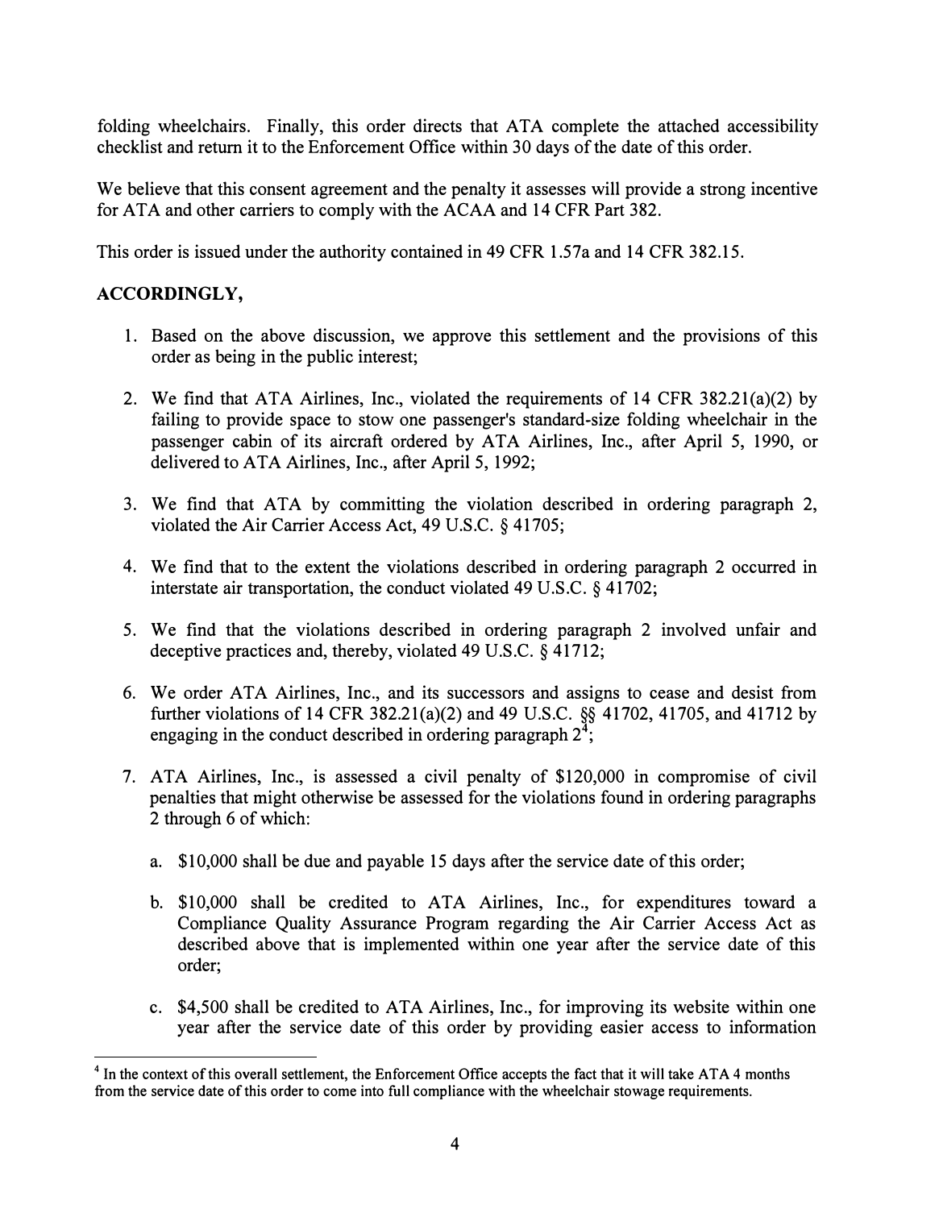folding wheelchairs. Finally, this order directs that ATA complete the attached accessibility checklist and return it to the Enforcement Office within 30 days of the date of this order.

We believe that this consent agreement and the penalty it assesses will provide a strong incentive for ATA and other carriers to comply with the ACAA and 14 CFR Part 382.

This order is issued under the authority contained in 49 CFR 1.57a and 14 CFR 382.15.

**ACCORDINGLY,**

1. Based on the above discussion, we approve this settlement and the provisions of this order as being in the public interest;

2. We find that ATA Airlines, Inc., violated the requirements of 14 CFR 382.21(a)(2) by failing to provide space to stow one passenger's standard-size folding wheelchair in the passenger cabin of its aircraft ordered by ATA Airlines, Inc., after April 5, 1990, or delivered to ATA Airlines, Inc., after April 5, 1992;

3. We find that ATA by committing the violation described in ordering paragraph 2, violated the Air Carrier Access Act, 49 U.S.C. § 41705;

4. We find that to the extent the violations described in ordering paragraph 2 occurred in interstate air transportation, the conduct violated 49 U.S.C. § 41702;

5. We find that the violations described in ordering paragraph 2 involved unfair and deceptive practices and, thereby, violated 49 U.S.C. § 41712;

6. We order ATA Airlines, Inc., and its successors and assigns to cease and desist from further violations of 14 CFR 382.21(a)(2) and 49 U.S.C. §§ 41702, 41705, and 41712 by engaging in the conduct described in ordering paragraph 2[4];

7. ATA Airlines, Inc., is assessed a civil penalty of $120,000 in compromise of civil penalties that might otherwise be assessed for the violations found in ordering paragraphs 2 through 6 of which:

    a. $10,000 shall be due and payable 15 days after the service date of this order;

    b. $10,000 shall be credited to ATA Airlines, Inc., for expenditures toward a Compliance Quality Assurance Program regarding the Air Carrier Access Act as described above that is implemented within one year after the service date of this order;

    c. $4,500 shall be credited to ATA Airlines, Inc., for improving its website within one year after the service date of this order by providing easier access to information

---

[4] In the context of this overall settlement, the Enforcement Office accepts the fact that it will take ATA 4 months from the service date of this order to come into full compliance with the wheelchair stowage requirements.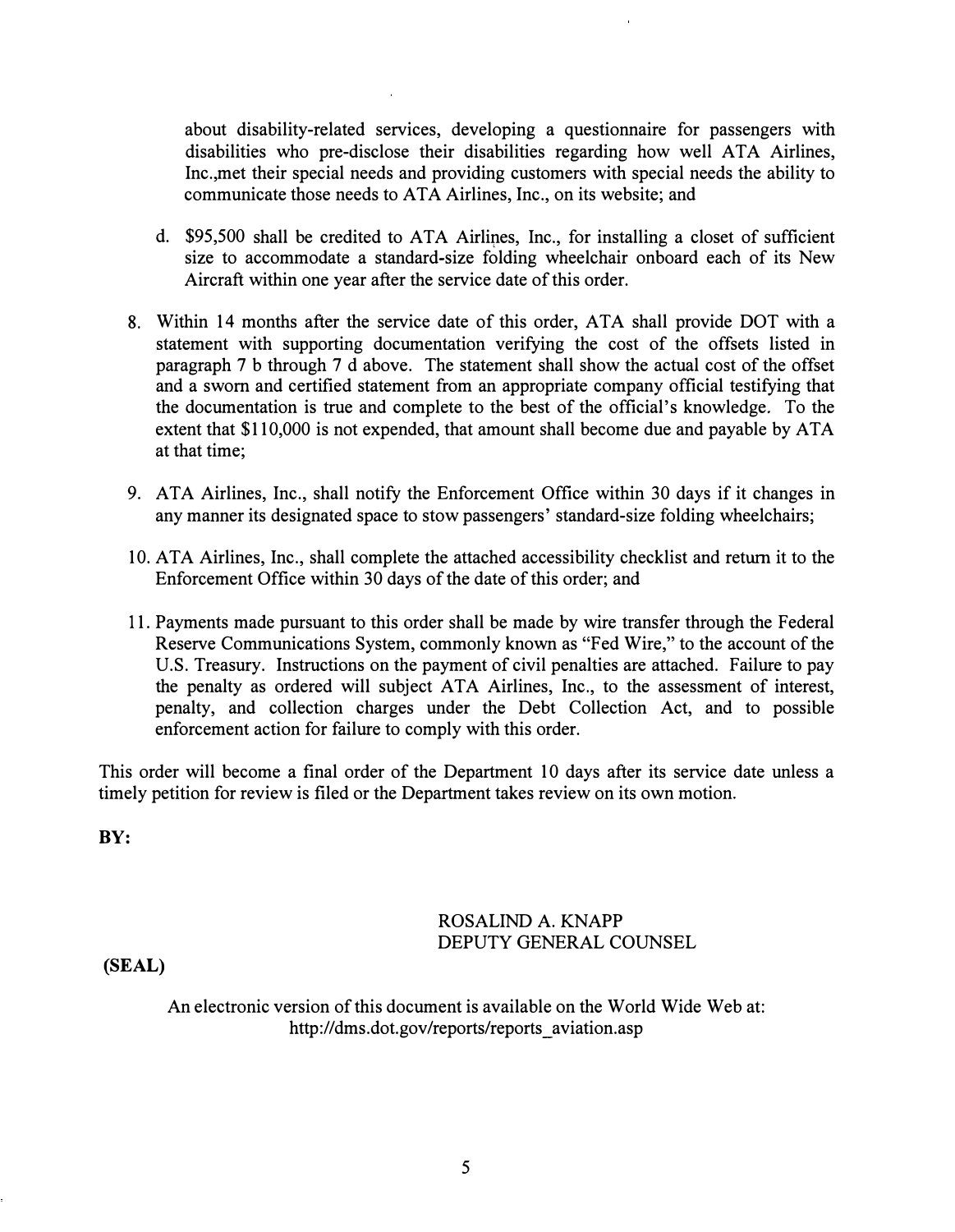about disability-related services, developing a questionnaire for passengers with disabilities who pre-disclose their disabilities regarding how well ATA Airlines, Inc.,met their special needs and providing customers with special needs the ability to communicate those needs to ATA Airlines, Inc., on its website; and

d. $95,500 shall be credited to ATA Airlines, Inc., for installing a closet of sufficient size to accommodate a standard-size folding wheelchair onboard each of its New Aircraft within one year after the service date of this order.

8. Within 14 months after the service date of this order, ATA shall provide DOT with a statement with supporting documentation verifying the cost of the offsets listed in paragraph 7 b through 7 d above. The statement shall show the actual cost of the offset and a sworn and certified statement from an appropriate company official testifying that the documentation is true and complete to the best of the official's knowledge. To the extent that $110,000 is not expended, that amount shall become due and payable by ATA at that time;

9. ATA Airlines, Inc., shall notify the Enforcement Office within 30 days if it changes in any manner its designated space to stow passengers' standard-size folding wheelchairs;

10. ATA Airlines, Inc., shall complete the attached accessibility checklist and return it to the Enforcement Office within 30 days of the date of this order; and

11. Payments made pursuant to this order shall be made by wire transfer through the Federal Reserve Communications System, commonly known as "Fed Wire," to the account of the U.S. Treasury. Instructions on the payment of civil penalties are attached. Failure to pay the penalty as ordered will subject ATA Airlines, Inc., to the assessment of interest, penalty, and collection charges under the Debt Collection Act, and to possible enforcement action for failure to comply with this order.

This order will become a final order of the Department 10 days after its service date unless a timely petition for review is filed or the Department takes review on its own motion.

**BY:**

ROSALIND A. KNAPP
DEPUTY GENERAL COUNSEL

**(SEAL)**

An electronic version of this document is available on the World Wide Web at:
http://dms.dot.gov/reports/reports_aviation.asp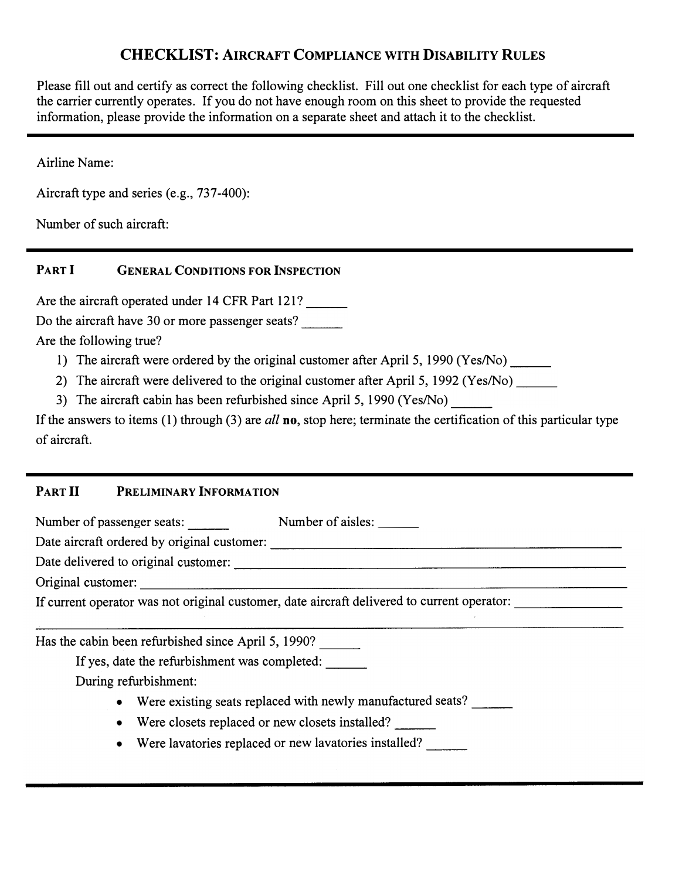# CHECKLIST: AIRCRAFT COMPLIANCE WITH DISABILITY RULES

Please fill out and certify as correct the following checklist. Fill out one checklist for each type of aircraft the carrier currently operates. If you do not have enough room on this sheet to provide the requested information, please provide the information on a separate sheet and attach it to the checklist.

---

Airline Name:

Aircraft type and series (e.g., 737-400):

Number of such aircraft:

---

## PART I GENERAL CONDITIONS FOR INSPECTION

Are the aircraft operated under 14 CFR Part 121? ______

Do the aircraft have 30 or more passenger seats? ______

Are the following true?

1) The aircraft were ordered by the original customer after April 5, 1990 (Yes/No) ______
2) The aircraft were delivered to the original customer after April 5, 1992 (Yes/No) ______
3) The aircraft cabin has been refurbished since April 5, 1990 (Yes/No) ______

If the answers to items (1) through (3) are *all* **no**, stop here; terminate the certification of this particular type of aircraft.

---

## PART II PRELIMINARY INFORMATION

Number of passenger seats: ______ Number of aisles: ______

Date aircraft ordered by original customer: ______________________________

Date delivered to original customer: ______________________________

Original customer: ______________________________

If current operator was not original customer, date aircraft delivered to current operator: ______________

---

Has the cabin been refurbished since April 5, 1990? ______

If yes, date the refurbishment was completed: ______

During refurbishment:

- Were existing seats replaced with newly manufactured seats? ______
- Were closets replaced or new closets installed? ______
- Were lavatories replaced or new lavatories installed? ______

---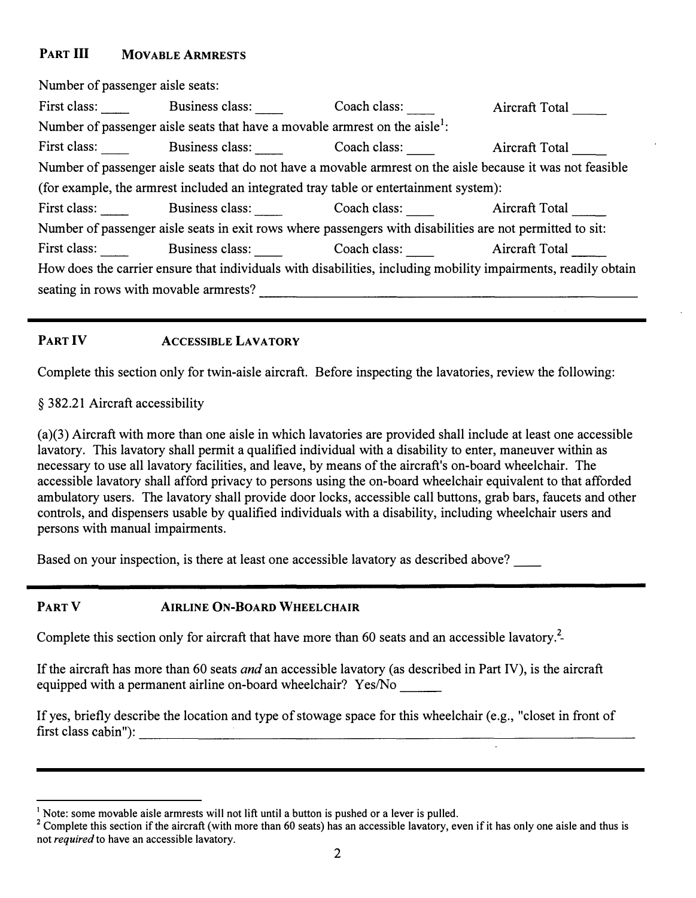## PART III MOVABLE ARMRESTS

Number of passenger aisle seats:

First class: ____ Business class: ____ Coach class: ____ Aircraft Total _____

Number of passenger aisle seats that have a movable armrest on the aisle[1]:

First class: ____ Business class: ____ Coach class: ____ Aircraft Total _____

Number of passenger aisle seats that do not have a movable armrest on the aisle because it was not feasible (for example, the armrest included an integrated tray table or entertainment system):

First class: ____ Business class: ____ Coach class: ____ Aircraft Total _____

Number of passenger aisle seats in exit rows where passengers with disabilities are not permitted to sit:

First class: ____ Business class: ____ Coach class: ____ Aircraft Total _____

How does the carrier ensure that individuals with disabilities, including mobility impairments, readily obtain seating in rows with movable armrests? ______________________________________________

---

## PART IV ACCESSIBLE LAVATORY

Complete this section only for twin-aisle aircraft. Before inspecting the lavatories, review the following:

§ 382.21 Aircraft accessibility

(a)(3) Aircraft with more than one aisle in which lavatories are provided shall include at least one accessible lavatory. This lavatory shall permit a qualified individual with a disability to enter, maneuver within as necessary to use all lavatory facilities, and leave, by means of the aircraft's on-board wheelchair. The accessible lavatory shall afford privacy to persons using the on-board wheelchair equivalent to that afforded ambulatory users. The lavatory shall provide door locks, accessible call buttons, grab bars, faucets and other controls, and dispensers usable by qualified individuals with a disability, including wheelchair users and persons with manual impairments.

Based on your inspection, is there at least one accessible lavatory as described above? ____

---

## PART V AIRLINE ON-BOARD WHEELCHAIR

Complete this section only for aircraft that have more than 60 seats and an accessible lavatory.[2]

If the aircraft has more than 60 seats *and* an accessible lavatory (as described in Part IV), is the aircraft equipped with a permanent airline on-board wheelchair? Yes/No ______

If yes, briefly describe the location and type of stowage space for this wheelchair (e.g., "closet in front of first class cabin"): ______________________________________________

---

[1] Note: some movable aisle armrests will not lift until a button is pushed or a lever is pulled.

[2] Complete this section if the aircraft (with more than 60 seats) has an accessible lavatory, even if it has only one aisle and thus is not *required* to have an accessible lavatory.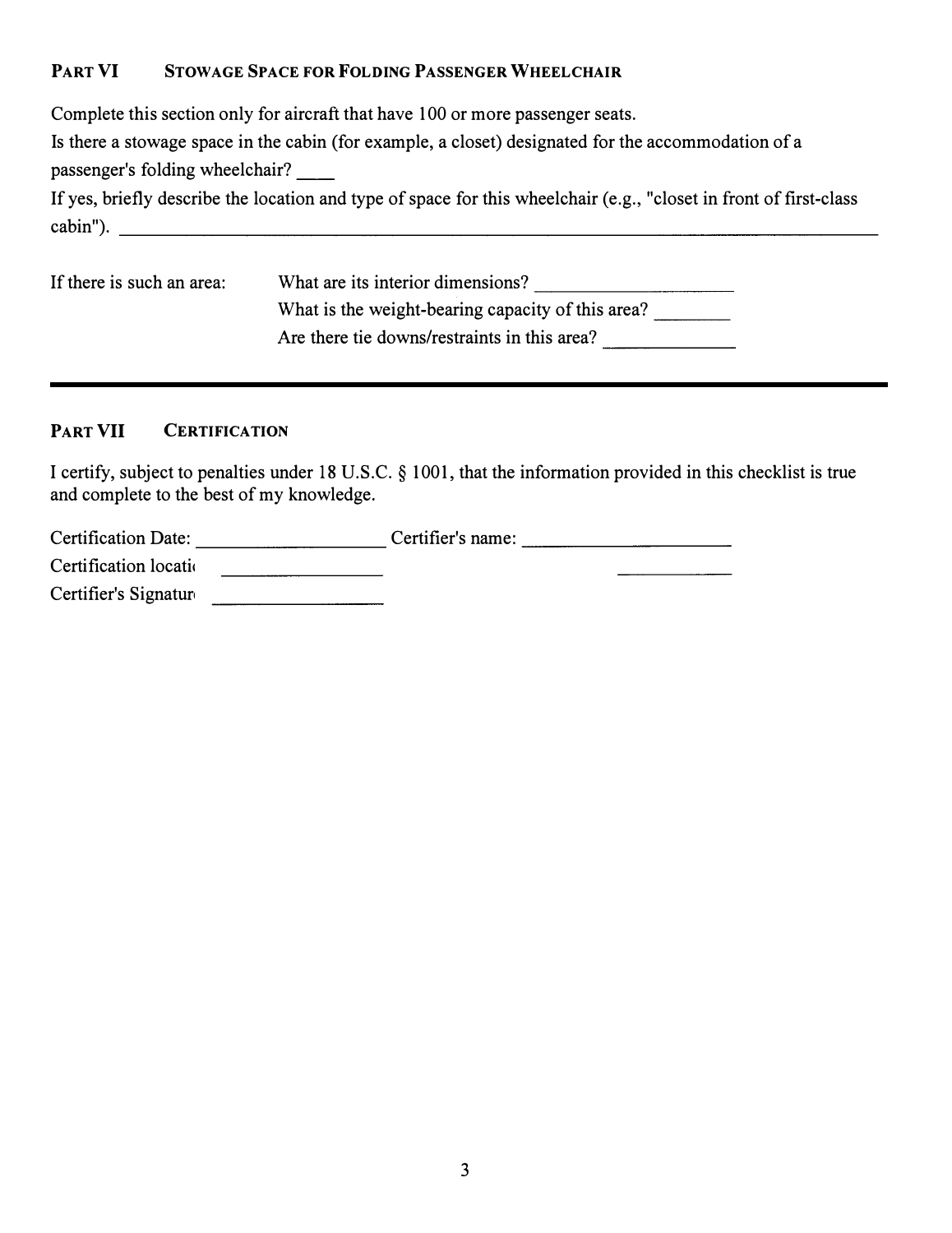## PART VI STOWAGE SPACE FOR FOLDING PASSENGER WHEELCHAIR

Complete this section only for aircraft that have 100 or more passenger seats.

Is there a stowage space in the cabin (for example, a closet) designated for the accommodation of a passenger's folding wheelchair? ____

If yes, briefly describe the location and type of space for this wheelchair (e.g., "closet in front of first-class cabin"). ______________________________________________

If there is such an area:

- What are its interior dimensions? ____________________
- What is the weight-bearing capacity of this area? ________
- Are there tie downs/restraints in this area? _____________

---

## PART VII CERTIFICATION

I certify, subject to penalties under 18 U.S.C. § 1001, that the information provided in this checklist is true and complete to the best of my knowledge.

Certification Date: ____________________ Certifier's name: ______________________

Certification locati ________________ ____________

Certifier's Signatur ________________